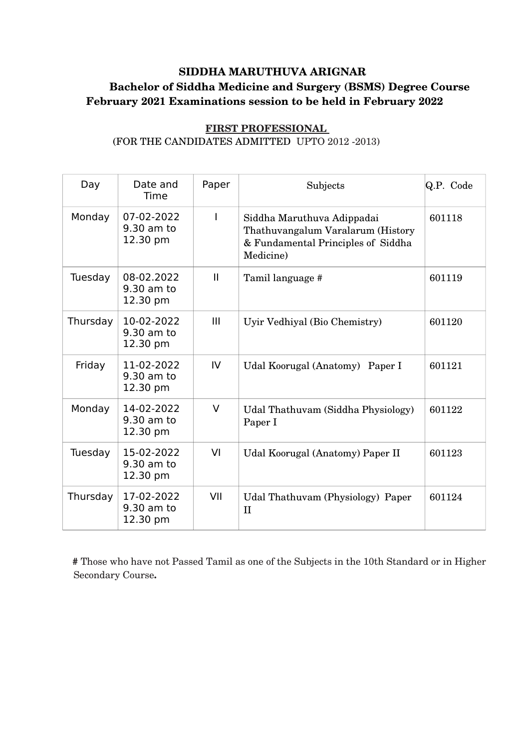**SIDDHA MARUTHUVA ARIGNAR**

**Bachelor of Siddha Medicine and Surgery (BSMS) Degree Course**

**February 2021 Examinations session to be held in February 2022**

**FIRST PROFESSIONAL**

(FOR THE CANDIDATES ADMITTED UPTO 2012 -2013)

| Day | Date and Time | Paper | Subjects | Q.P. Code |
|---|---|---|---|---|
| Monday | 07-02-2022 9.30 am to 12.30 pm | I | Siddha Maruthuva Adippadai Thathuvangalum Varalarum (History & Fundamental Principles of Siddha Medicine) | 601118 |
| Tuesday | 08-02.2022 9.30 am to 12.30 pm | II | Tamil language # | 601119 |
| Thursday | 10-02-2022 9.30 am to 12.30 pm | III | Uyir Vedhiyal (Bio Chemistry) | 601120 |
| Friday | 11-02-2022 9.30 am to 12.30 pm | IV | Udal Koorugal (Anatomy) Paper I | 601121 |
| Monday | 14-02-2022 9.30 am to 12.30 pm | V | Udal Thathuvam (Siddha Physiology) Paper I | 601122 |
| Tuesday | 15-02-2022 9.30 am to 12.30 pm | VI | Udal Koorugal (Anatomy) Paper II | 601123 |
| Thursday | 17-02-2022 9.30 am to 12.30 pm | VII | Udal Thathuvam (Physiology) Paper II | 601124 |

**#** Those who have not Passed Tamil as one of the Subjects in the 10th Standard or in Higher Secondary Course**.**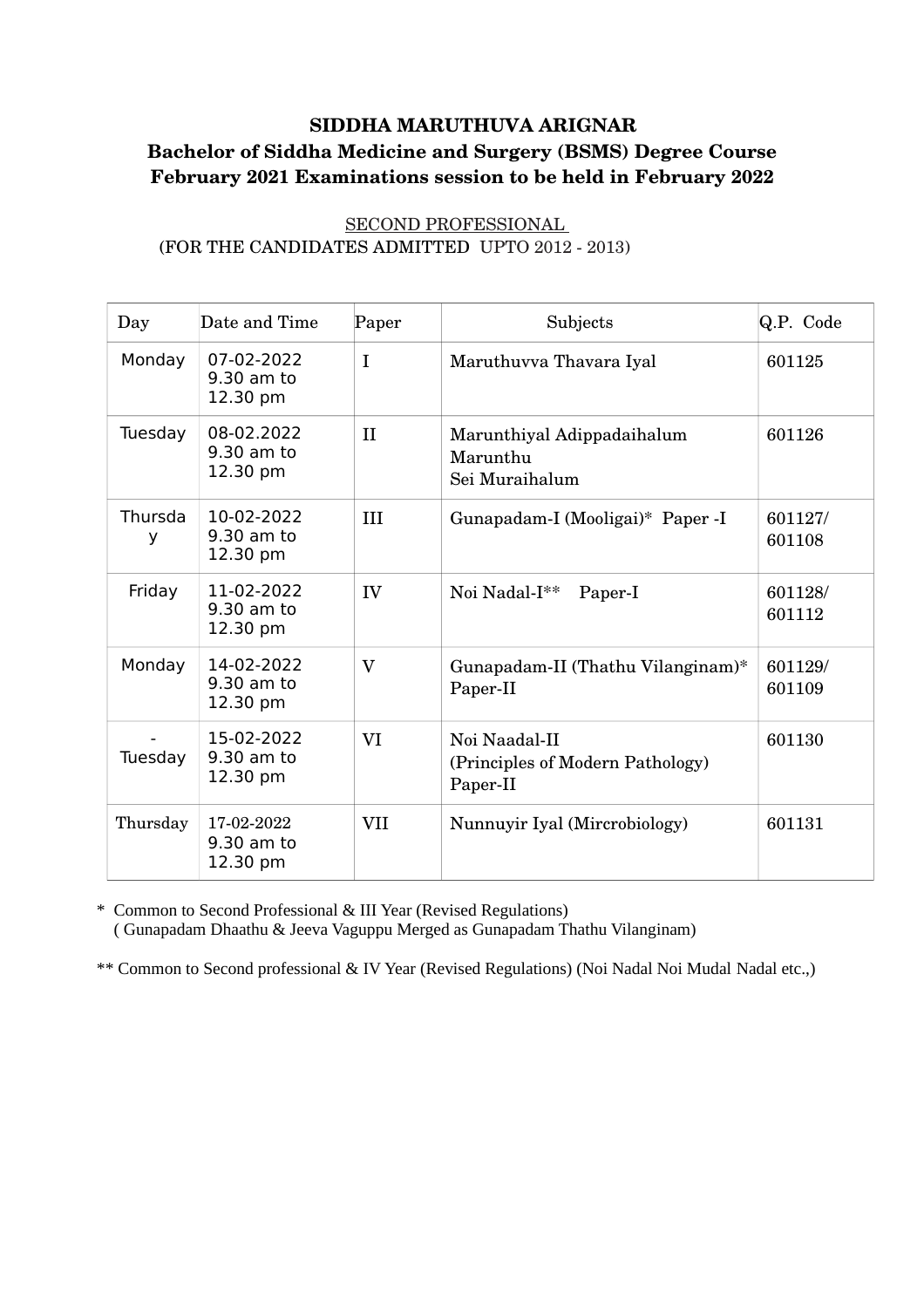**SIDDHA MARUTHUVA ARIGNAR**
**Bachelor of Siddha Medicine and Surgery (BSMS) Degree Course**
**February 2021 Examinations session to be held in February 2022**

SECOND PROFESSIONAL
(FOR THE CANDIDATES ADMITTED UPTO 2012 - 2013)

| Day | Date and Time | Paper | Subjects | Q.P. Code |
|---|---|---|---|---|
| Monday | 07-02-2022 9.30 am to 12.30 pm | I | Maruthuvva Thavara Iyal | 601125 |
| Tuesday | 08.02.2022 9.30 am to 12.30 pm | II | Marunthiyal Adippadaihalum Marunthu Sei Muraihalum | 601126 |
| Thursday | 10-02-2022 9.30 am to 12.30 pm | III | Gunapadam-I (Mooligai)* Paper -I | 601127/ 601108 |
| Friday | 11-02-2022 9.30 am to 12.30 pm | IV | Noi Nadal-I** Paper-I | 601128/ 601112 |
| Monday | 14-02-2022 9.30 am to 12.30 pm | V | Gunapadam-II (Thathu Vilanginam)* Paper-II | 601129/ 601109 |
| - Tuesday | 15-02-2022 9.30 am to 12.30 pm | VI | Noi Naadal-II (Principles of Modern Pathology) Paper-II | 601130 |
| Thursday | 17-02-2022 9.30 am to 12.30 pm | VII | Nunnuyir Iyal (Mircrobiology) | 601131 |

\* Common to Second Professional & III Year (Revised Regulations)
( Gunapadam Dhaathu & Jeeva Vaguppu Merged as Gunapadam Thathu Vilanginam)

** Common to Second professional & IV Year (Revised Regulations) (Noi Nadal Noi Mudal Nadal etc.,)